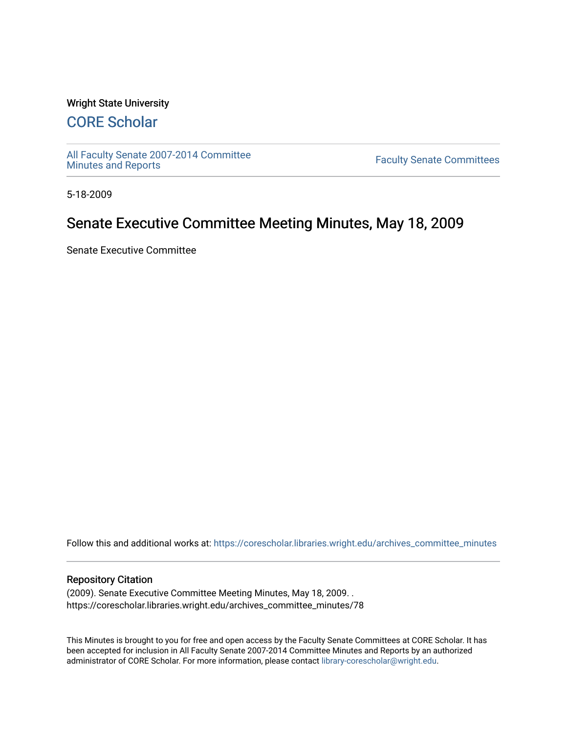Wright State University

# CORE Scholar

All Faculty Senate 2007-2014 Committee Minutes and Reports

Faculty Senate Committees

5-18-2009

## Senate Executive Committee Meeting Minutes, May 18, 2009

Senate Executive Committee

Follow this and additional works at: https://corescholar.libraries.wright.edu/archives_committee_minutes

### Repository Citation

(2009). Senate Executive Committee Meeting Minutes, May 18, 2009. .
https://corescholar.libraries.wright.edu/archives_committee_minutes/78

This Minutes is brought to you for free and open access by the Faculty Senate Committees at CORE Scholar. It has been accepted for inclusion in All Faculty Senate 2007-2014 Committee Minutes and Reports by an authorized administrator of CORE Scholar. For more information, please contact library-corescholar@wright.edu.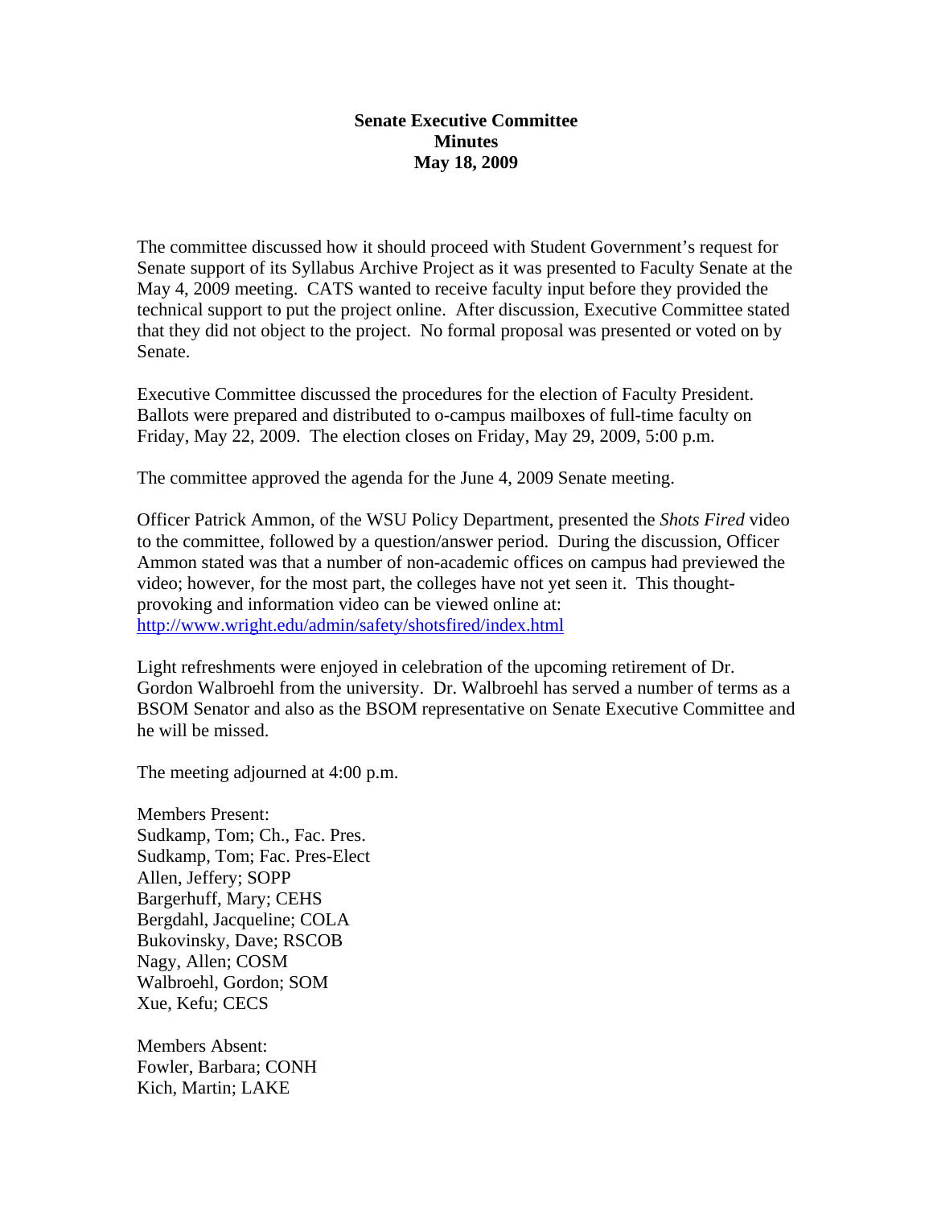**Senate Executive Committee**
**Minutes**
**May 18, 2009**

The committee discussed how it should proceed with Student Government's request for Senate support of its Syllabus Archive Project as it was presented to Faculty Senate at the May 4, 2009 meeting. CATS wanted to receive faculty input before they provided the technical support to put the project online. After discussion, Executive Committee stated that they did not object to the project. No formal proposal was presented or voted on by Senate.

Executive Committee discussed the procedures for the election of Faculty President. Ballots were prepared and distributed to o-campus mailboxes of full-time faculty on Friday, May 22, 2009. The election closes on Friday, May 29, 2009, 5:00 p.m.

The committee approved the agenda for the June 4, 2009 Senate meeting.

Officer Patrick Ammon, of the WSU Policy Department, presented the *Shots Fired* video to the committee, followed by a question/answer period. During the discussion, Officer Ammon stated was that a number of non-academic offices on campus had previewed the video; however, for the most part, the colleges have not yet seen it. This thought-provoking and information video can be viewed online at: http://www.wright.edu/admin/safety/shotsfired/index.html

Light refreshments were enjoyed in celebration of the upcoming retirement of Dr. Gordon Walbroehl from the university. Dr. Walbroehl has served a number of terms as a BSOM Senator and also as the BSOM representative on Senate Executive Committee and he will be missed.

The meeting adjourned at 4:00 p.m.

Members Present:
Sudkamp, Tom; Ch., Fac. Pres.
Sudkamp, Tom; Fac. Pres-Elect
Allen, Jeffery; SOPP
Bargerhuff, Mary; CEHS
Bergdahl, Jacqueline; COLA
Bukovinsky, Dave; RSCOB
Nagy, Allen; COSM
Walbroehl, Gordon; SOM
Xue, Kefu; CECS

Members Absent:
Fowler, Barbara; CONH
Kich, Martin; LAKE